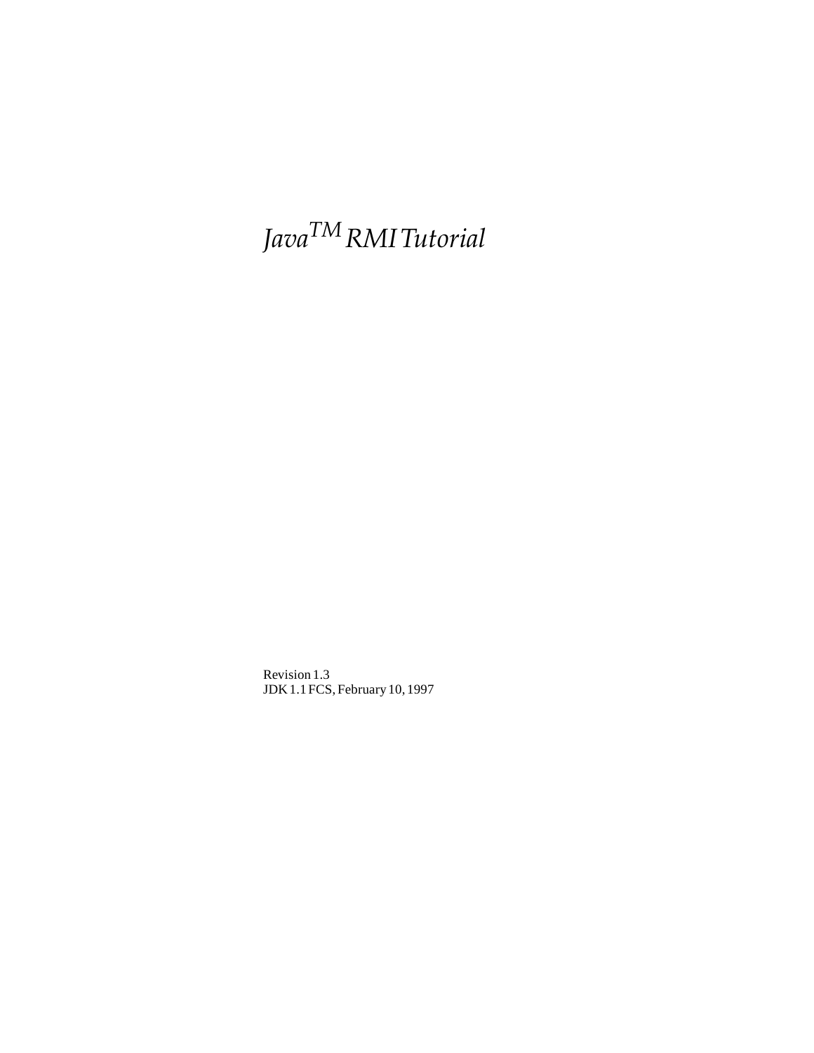# *Java$^{TM}$ RMI Tutorial*

Revision 1.3
JDK 1.1 FCS, February 10, 1997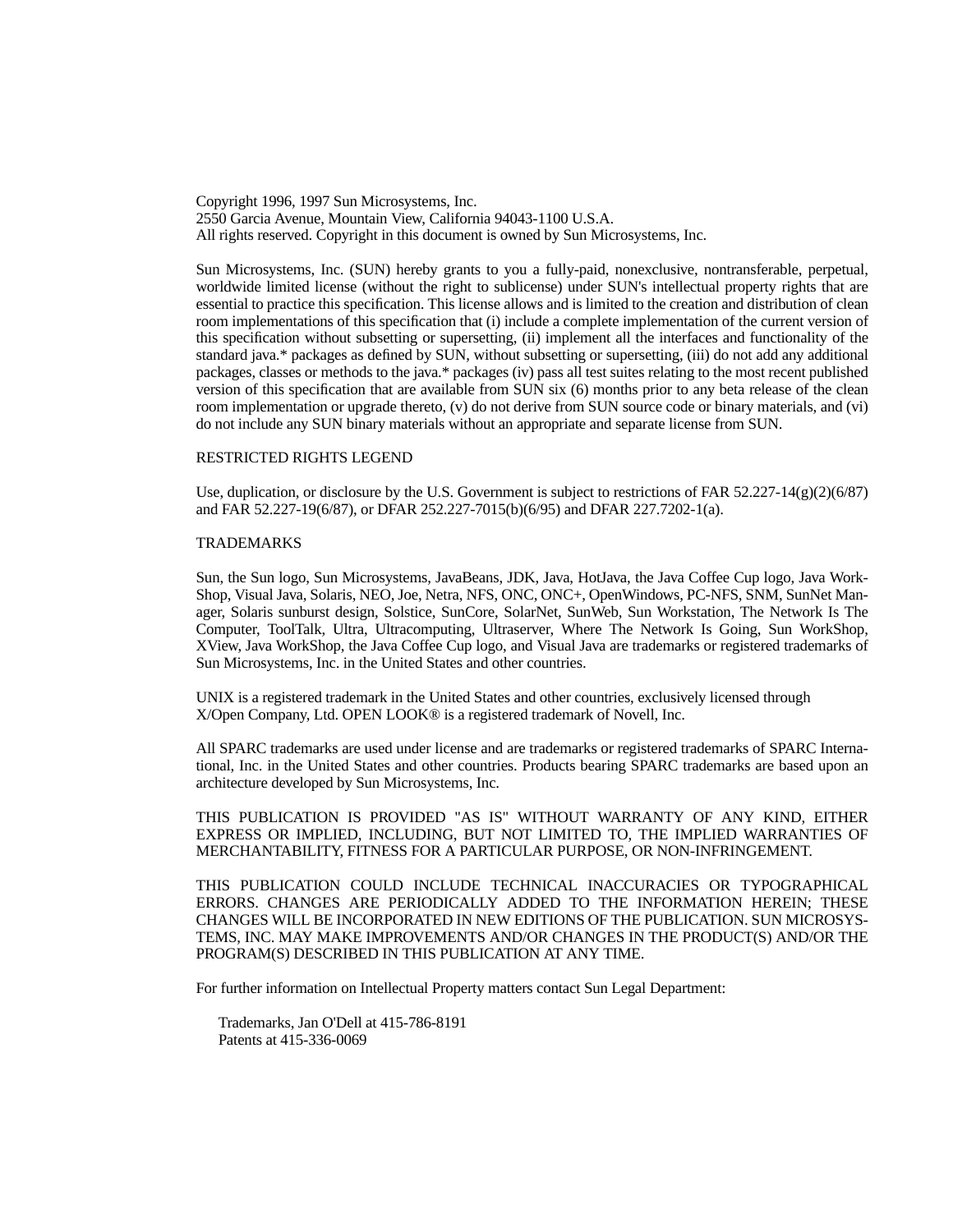Copyright 1996, 1997 Sun Microsystems, Inc.
2550 Garcia Avenue, Mountain View, California 94043-1100 U.S.A.
All rights reserved. Copyright in this document is owned by Sun Microsystems, Inc.

Sun Microsystems, Inc. (SUN) hereby grants to you a fully-paid, nonexclusive, nontransferable, perpetual, worldwide limited license (without the right to sublicense) under SUN's intellectual property rights that are essential to practice this specification. This license allows and is limited to the creation and distribution of clean room implementations of this specification that (i) include a complete implementation of the current version of this specification without subsetting or supersetting, (ii) implement all the interfaces and functionality of the standard java.* packages as defined by SUN, without subsetting or supersetting, (iii) do not add any additional packages, classes or methods to the java.* packages (iv) pass all test suites relating to the most recent published version of this specification that are available from SUN six (6) months prior to any beta release of the clean room implementation or upgrade thereto, (v) do not derive from SUN source code or binary materials, and (vi) do not include any SUN binary materials without an appropriate and separate license from SUN.

RESTRICTED RIGHTS LEGEND

Use, duplication, or disclosure by the U.S. Government is subject to restrictions of FAR 52.227-14(g)(2)(6/87) and FAR 52.227-19(6/87), or DFAR 252.227-7015(b)(6/95) and DFAR 227.7202-1(a).

TRADEMARKS

Sun, the Sun logo, Sun Microsystems, JavaBeans, JDK, Java, HotJava, the Java Coffee Cup logo, Java WorkShop, Visual Java, Solaris, NEO, Joe, Netra, NFS, ONC, ONC+, OpenWindows, PC-NFS, SNM, SunNet Manager, Solaris sunburst design, Solstice, SunCore, SolarNet, SunWeb, Sun Workstation, The Network Is The Computer, ToolTalk, Ultra, Ultracomputing, Ultraserver, Where The Network Is Going, Sun WorkShop, XView, Java WorkShop, the Java Coffee Cup logo, and Visual Java are trademarks or registered trademarks of Sun Microsystems, Inc. in the United States and other countries.

UNIX is a registered trademark in the United States and other countries, exclusively licensed through X/Open Company, Ltd. OPEN LOOK® is a registered trademark of Novell, Inc.

All SPARC trademarks are used under license and are trademarks or registered trademarks of SPARC International, Inc. in the United States and other countries. Products bearing SPARC trademarks are based upon an architecture developed by Sun Microsystems, Inc.

THIS PUBLICATION IS PROVIDED "AS IS" WITHOUT WARRANTY OF ANY KIND, EITHER EXPRESS OR IMPLIED, INCLUDING, BUT NOT LIMITED TO, THE IMPLIED WARRANTIES OF MERCHANTABILITY, FITNESS FOR A PARTICULAR PURPOSE, OR NON-INFRINGEMENT.

THIS PUBLICATION COULD INCLUDE TECHNICAL INACCURACIES OR TYPOGRAPHICAL ERRORS. CHANGES ARE PERIODICALLY ADDED TO THE INFORMATION HEREIN; THESE CHANGES WILL BE INCORPORATED IN NEW EDITIONS OF THE PUBLICATION. SUN MICROSYSTEMS, INC. MAY MAKE IMPROVEMENTS AND/OR CHANGES IN THE PRODUCT(S) AND/OR THE PROGRAM(S) DESCRIBED IN THIS PUBLICATION AT ANY TIME.

For further information on Intellectual Property matters contact Sun Legal Department:

Trademarks, Jan O'Dell at 415-786-8191
Patents at 415-336-0069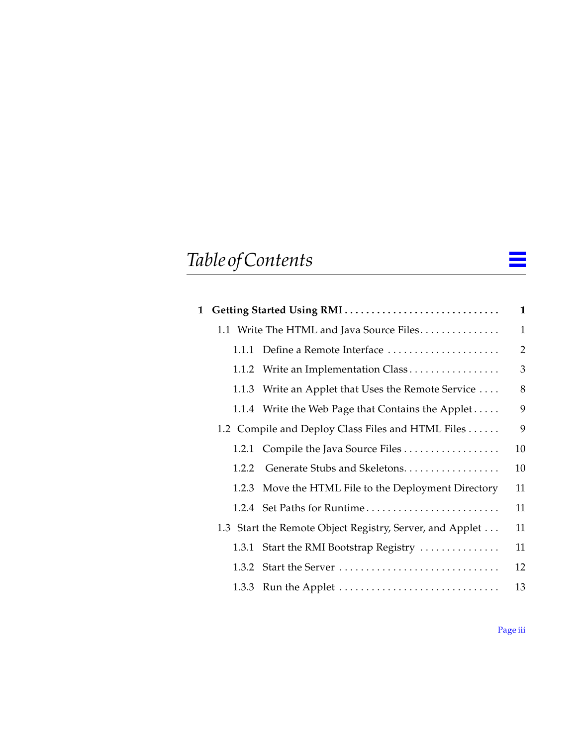# *Table of Contents*

| | |
|---|---|
| **1 Getting Started Using RMI** | **1** |
| 1.1 Write The HTML and Java Source Files | 1 |
| 1.1.1 Define a Remote Interface | 2 |
| 1.1.2 Write an Implementation Class | 3 |
| 1.1.3 Write an Applet that Uses the Remote Service | 8 |
| 1.1.4 Write the Web Page that Contains the Applet | 9 |
| 1.2 Compile and Deploy Class Files and HTML Files | 9 |
| 1.2.1 Compile the Java Source Files | 10 |
| 1.2.2 Generate Stubs and Skeletons | 10 |
| 1.2.3 Move the HTML File to the Deployment Directory | 11 |
| 1.2.4 Set Paths for Runtime | 11 |
| 1.3 Start the Remote Object Registry, Server, and Applet | 11 |
| 1.3.1 Start the RMI Bootstrap Registry | 11 |
| 1.3.2 Start the Server | 12 |
| 1.3.3 Run the Applet | 13 |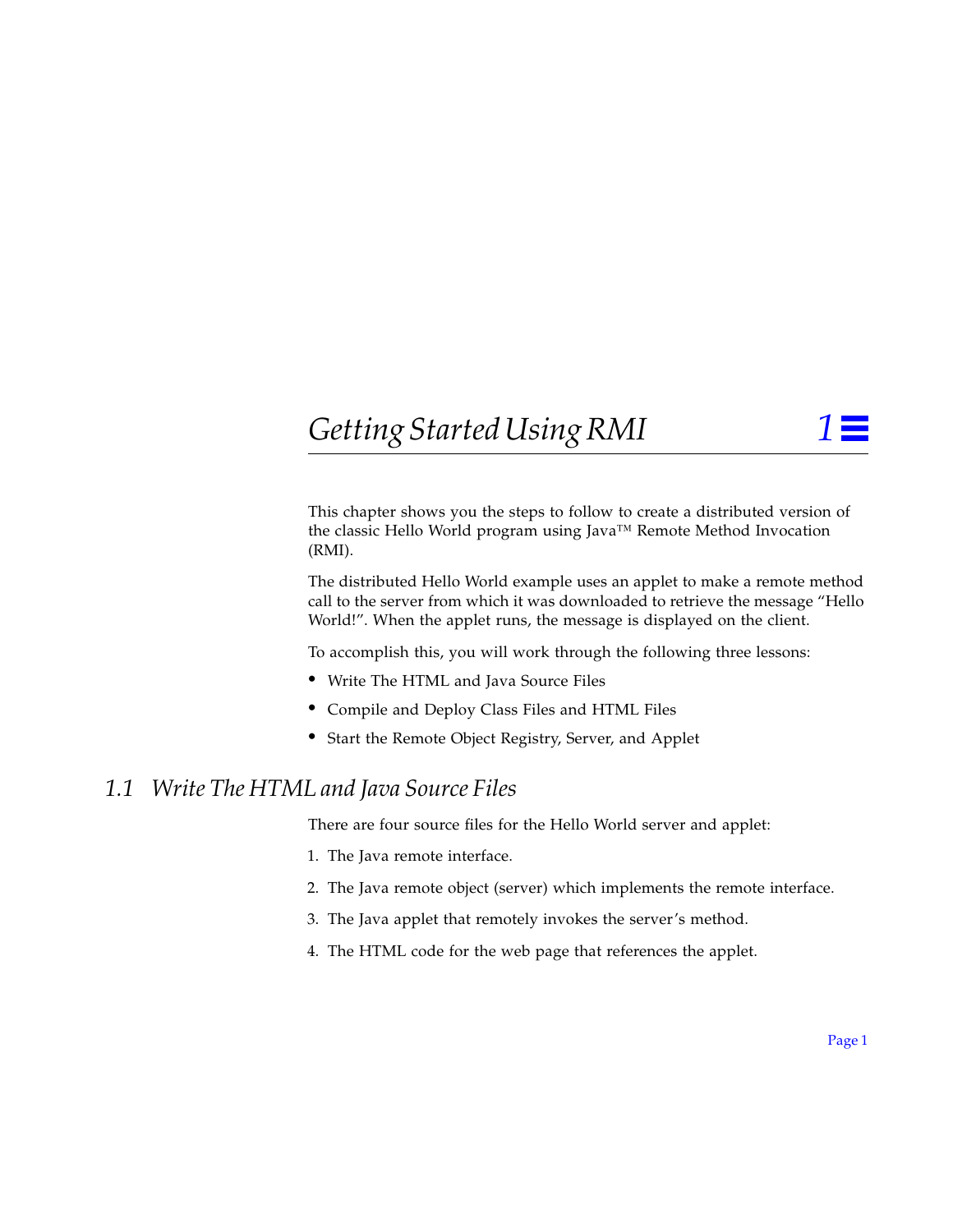# Getting Started Using RMI

This chapter shows you the steps to follow to create a distributed version of the classic Hello World program using Java™ Remote Method Invocation (RMI).

The distributed Hello World example uses an applet to make a remote method call to the server from which it was downloaded to retrieve the message "Hello World!". When the applet runs, the message is displayed on the client.

To accomplish this, you will work through the following three lessons:

- Write The HTML and Java Source Files
- Compile and Deploy Class Files and HTML Files
- Start the Remote Object Registry, Server, and Applet

## 1.1 Write The HTML and Java Source Files

There are four source files for the Hello World server and applet:

1. The Java remote interface.
2. The Java remote object (server) which implements the remote interface.
3. The Java applet that remotely invokes the server's method.
4. The HTML code for the web page that references the applet.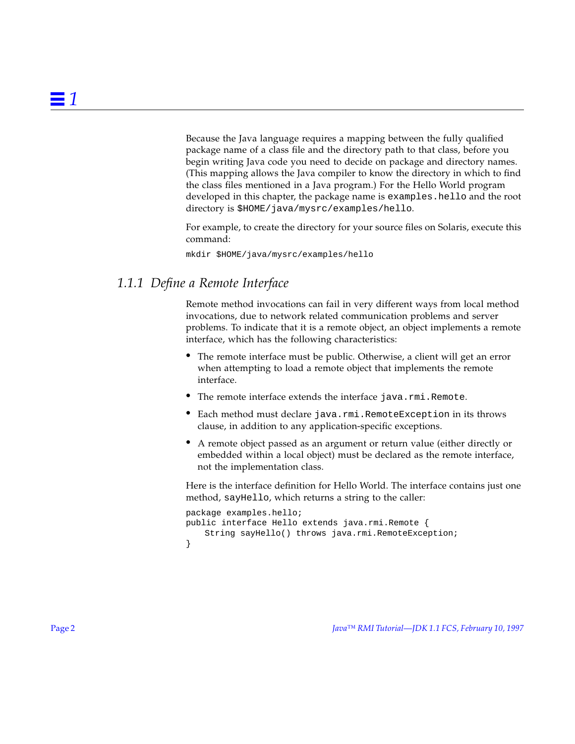Because the Java language requires a mapping between the fully qualified package name of a class file and the directory path to that class, before you begin writing Java code you need to decide on package and directory names. (This mapping allows the Java compiler to know the directory in which to find the class files mentioned in a Java program.) For the Hello World program developed in this chapter, the package name is `examples.hello` and the root directory is `$HOME/java/mysrc/examples/hello`.

For example, to create the directory for your source files on Solaris, execute this command:

```
mkdir $HOME/java/mysrc/examples/hello
```

### *1.1.1 Define a Remote Interface*

Remote method invocations can fail in very different ways from local method invocations, due to network related communication problems and server problems. To indicate that it is a remote object, an object implements a remote interface, which has the following characteristics:

- The remote interface must be public. Otherwise, a client will get an error when attempting to load a remote object that implements the remote interface.
- The remote interface extends the interface `java.rmi.Remote`.
- Each method must declare `java.rmi.RemoteException` in its throws clause, in addition to any application-specific exceptions.
- A remote object passed as an argument or return value (either directly or embedded within a local object) must be declared as the remote interface, not the implementation class.

Here is the interface definition for Hello World. The interface contains just one method, `sayHello`, which returns a string to the caller:

```
package examples.hello;
public interface Hello extends java.rmi.Remote {
    String sayHello() throws java.rmi.RemoteException;
}
```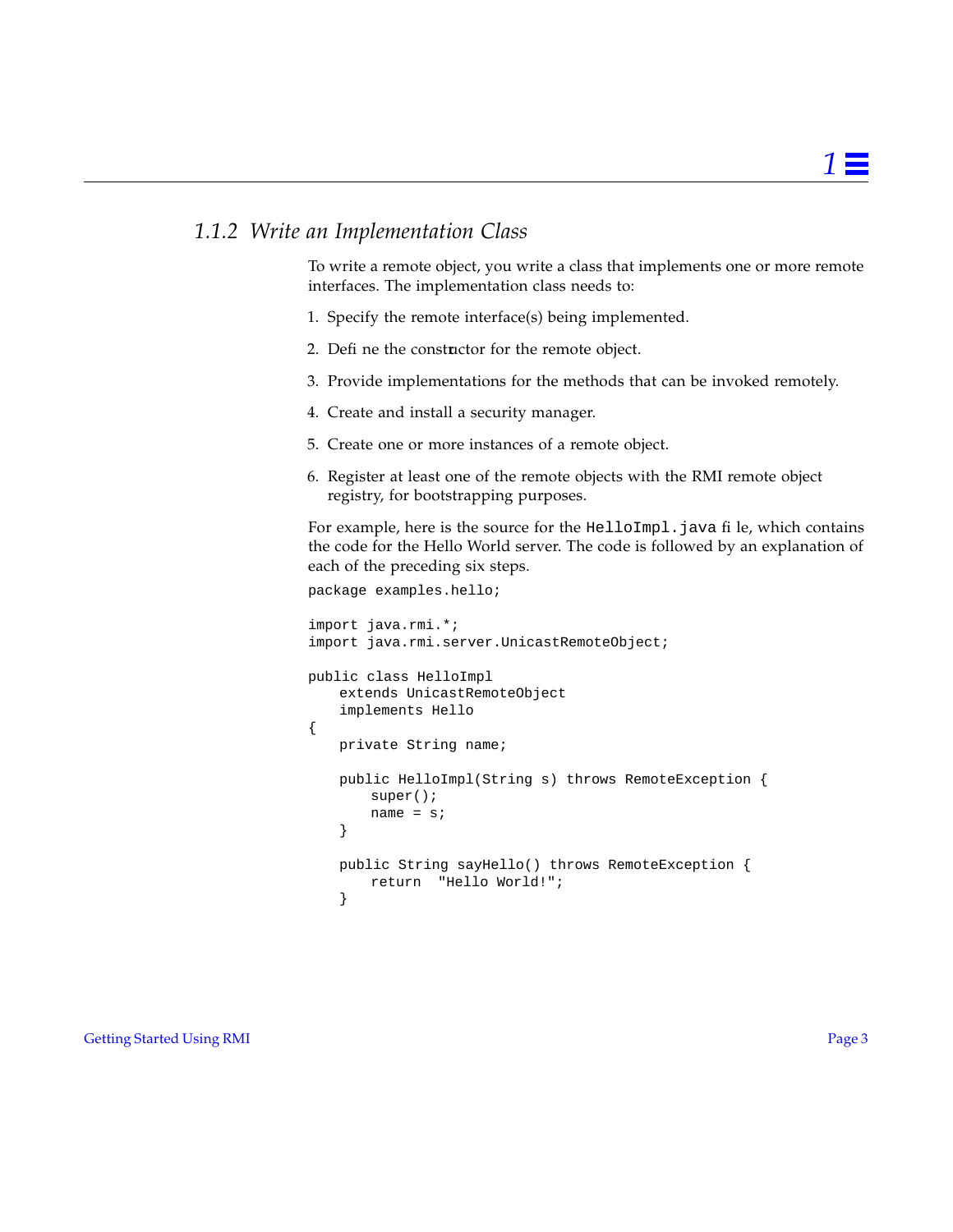### 1.1.2 Write an Implementation Class

To write a remote object, you write a class that implements one or more remote interfaces. The implementation class needs to:

1. Specify the remote interface(s) being implemented.
2. Define the constructor for the remote object.
3. Provide implementations for the methods that can be invoked remotely.
4. Create and install a security manager.
5. Create one or more instances of a remote object.
6. Register at least one of the remote objects with the RMI remote object registry, for bootstrapping purposes.

For example, here is the source for the `HelloImpl.java` file, which contains the code for the Hello World server. The code is followed by an explanation of each of the preceding six steps.

```
package examples.hello;

import java.rmi.*;
import java.rmi.server.UnicastRemoteObject;

public class HelloImpl
    extends UnicastRemoteObject
    implements Hello
{
    private String name;

    public HelloImpl(String s) throws RemoteException {
        super();
        name = s;
    }

    public String sayHello() throws RemoteException {
        return  "Hello World!";
    }
```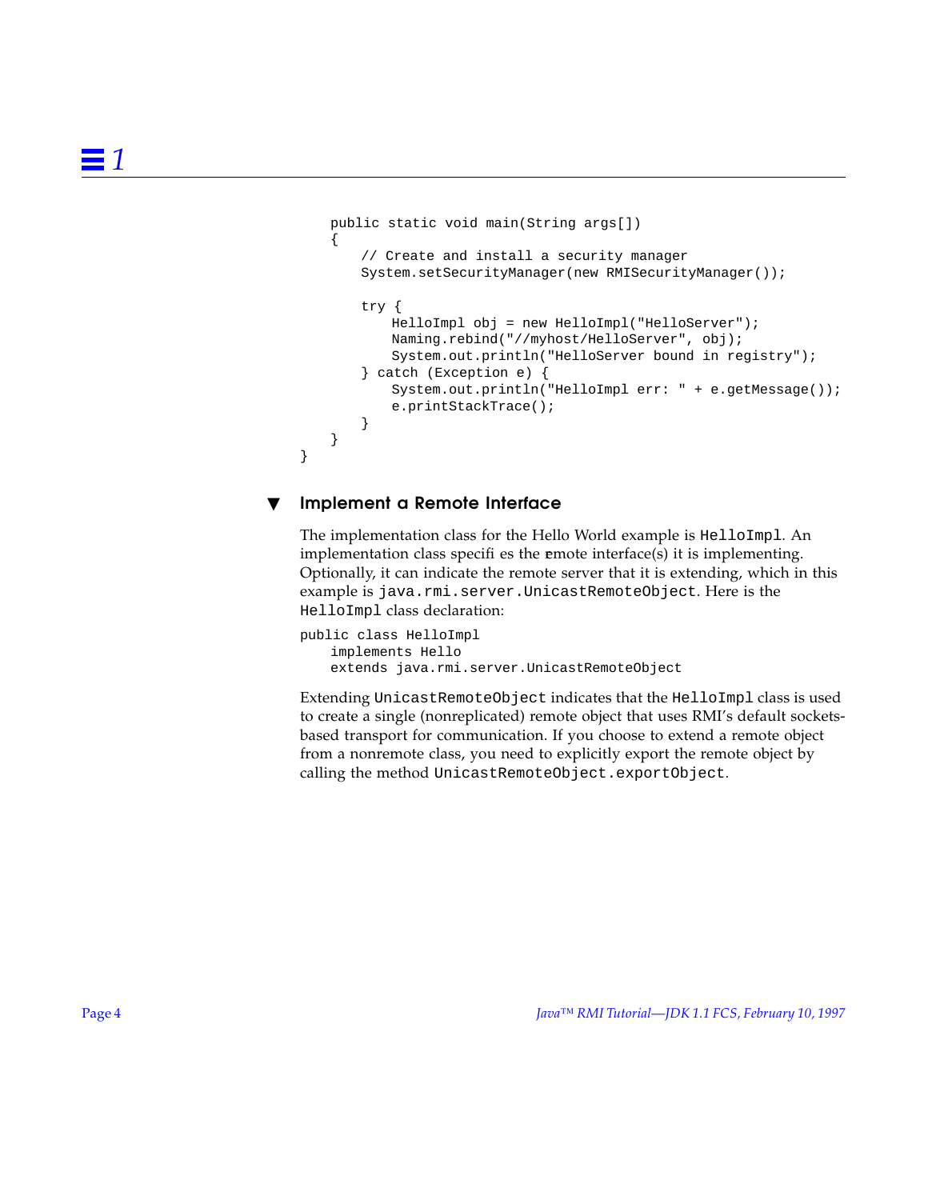```
    public static void main(String args[])
    {
        // Create and install a security manager
        System.setSecurityManager(new RMISecurityManager());

        try {
            HelloImpl obj = new HelloImpl("HelloServer");
            Naming.rebind("//myhost/HelloServer", obj);
            System.out.println("HelloServer bound in registry");
        } catch (Exception e) {
            System.out.println("HelloImpl err: " + e.getMessage());
            e.printStackTrace();
        }
    }
}
```

## ▼ Implement a Remote Interface

The implementation class for the Hello World example is `HelloImpl`. An implementation class specifies the remote interface(s) it is implementing. Optionally, it can indicate the remote server that it is extending, which in this example is `java.rmi.server.UnicastRemoteObject`. Here is the `HelloImpl` class declaration:

```
public class HelloImpl
    implements Hello
    extends java.rmi.server.UnicastRemoteObject
```

Extending `UnicastRemoteObject` indicates that the `HelloImpl` class is used to create a single (nonreplicated) remote object that uses RMI's default sockets-based transport for communication. If you choose to extend a remote object from a nonremote class, you need to explicitly export the remote object by calling the method `UnicastRemoteObject.exportObject`.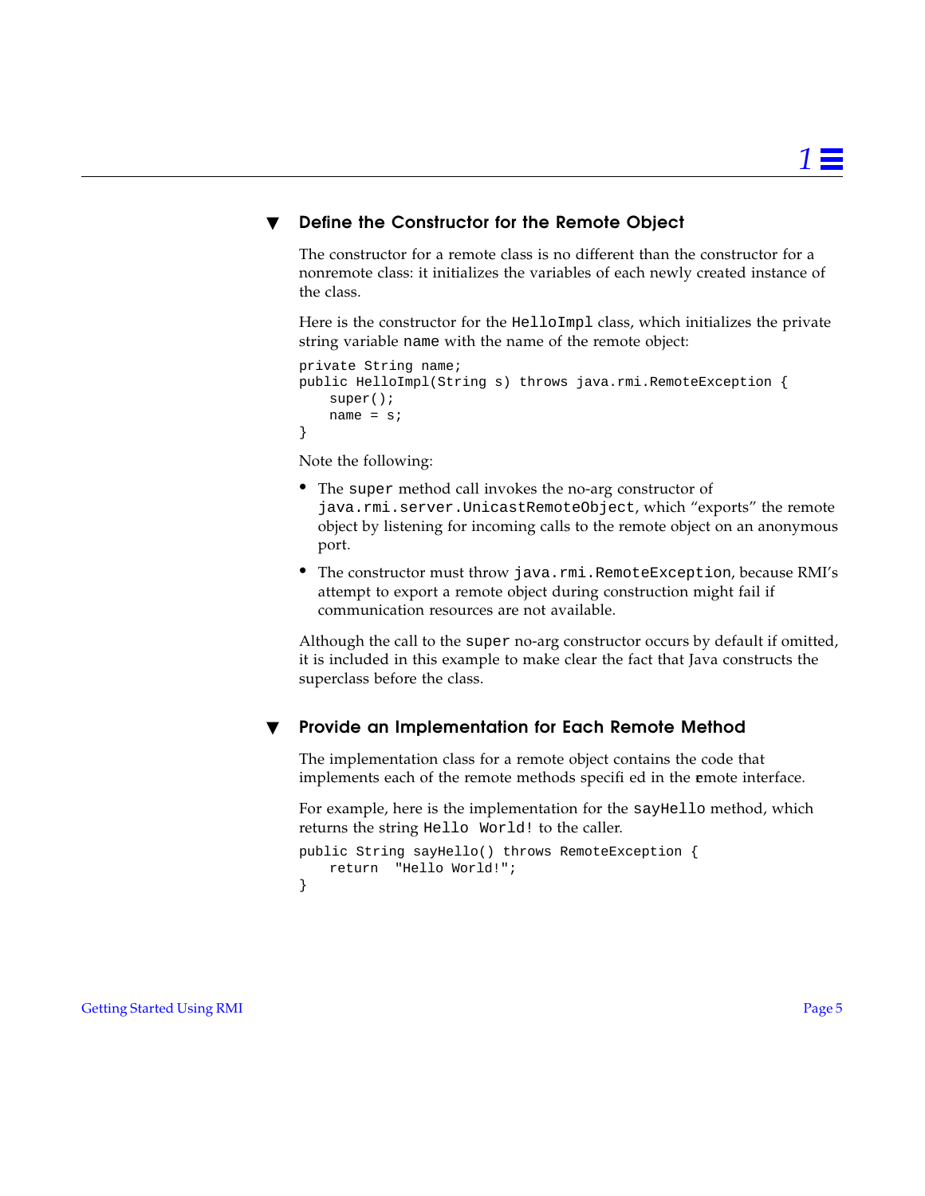### ▼ Define the Constructor for the Remote Object

The constructor for a remote class is no different than the constructor for a nonremote class: it initializes the variables of each newly created instance of the class.

Here is the constructor for the `HelloImpl` class, which initializes the private string variable `name` with the name of the remote object:

```
private String name;
public HelloImpl(String s) throws java.rmi.RemoteException {
    super();
    name = s;
}
```

Note the following:

- The `super` method call invokes the no-arg constructor of `java.rmi.server.UnicastRemoteObject`, which "exports" the remote object by listening for incoming calls to the remote object on an anonymous port.
- The constructor must throw `java.rmi.RemoteException`, because RMI's attempt to export a remote object during construction might fail if communication resources are not available.

Although the call to the `super` no-arg constructor occurs by default if omitted, it is included in this example to make clear the fact that Java constructs the superclass before the class.

### ▼ Provide an Implementation for Each Remote Method

The implementation class for a remote object contains the code that implements each of the remote methods specifi ed in the remote interface.

For example, here is the implementation for the `sayHello` method, which returns the string `Hello World!` to the caller.

```
public String sayHello() throws RemoteException {
    return  "Hello World!";
}
```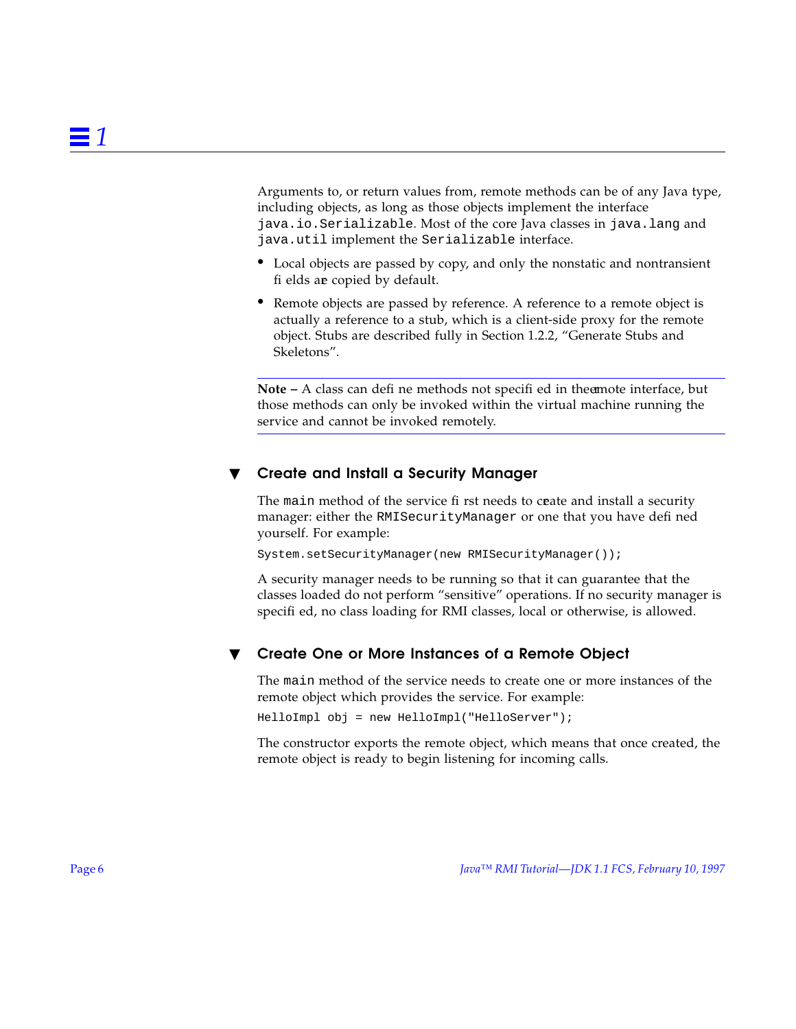Arguments to, or return values from, remote methods can be of any Java type, including objects, as long as those objects implement the interface `java.io.Serializable`. Most of the core Java classes in `java.lang` and `java.util` implement the `Serializable` interface.

- Local objects are passed by copy, and only the nonstatic and nontransient fields are copied by default.
- Remote objects are passed by reference. A reference to a remote object is actually a reference to a stub, which is a client-side proxy for the remote object. Stubs are described fully in Section 1.2.2, "Generate Stubs and Skeletons".

---

**Note –** A class can define methods not specified in the remote interface, but those methods can only be invoked within the virtual machine running the service and cannot be invoked remotely.

---

### Create and Install a Security Manager

The `main` method of the service first needs to create and install a security manager: either the `RMISecurityManager` or one that you have defined yourself. For example:

```
System.setSecurityManager(new RMISecurityManager());
```

A security manager needs to be running so that it can guarantee that the classes loaded do not perform "sensitive" operations. If no security manager is specified, no class loading for RMI classes, local or otherwise, is allowed.

### Create One or More Instances of a Remote Object

The `main` method of the service needs to create one or more instances of the remote object which provides the service. For example:

```
HelloImpl obj = new HelloImpl("HelloServer");
```

The constructor exports the remote object, which means that once created, the remote object is ready to begin listening for incoming calls.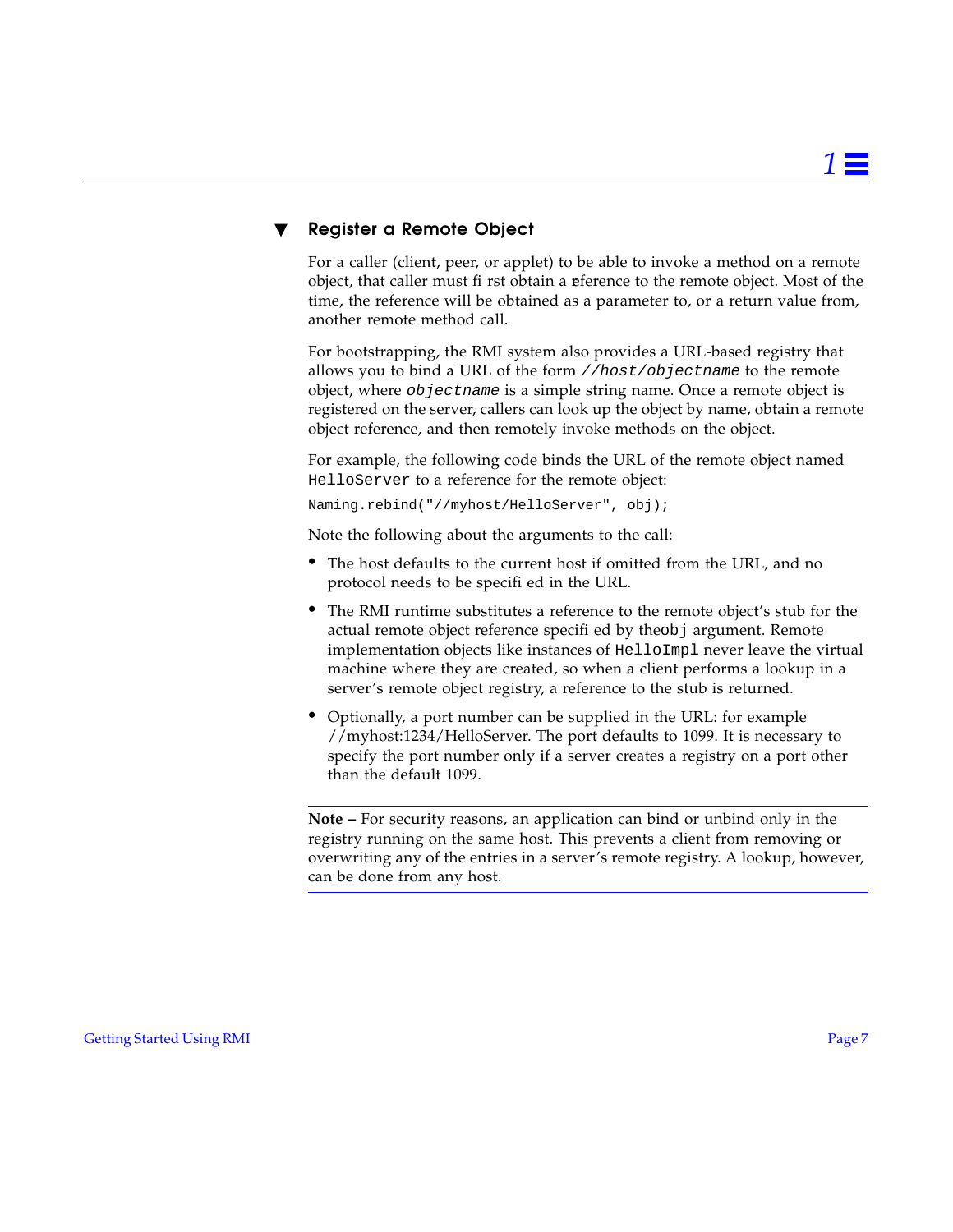### ▼ Register a Remote Object

For a caller (client, peer, or applet) to be able to invoke a method on a remote object, that caller must first obtain a reference to the remote object. Most of the time, the reference will be obtained as a parameter to, or a return value from, another remote method call.

For bootstrapping, the RMI system also provides a URL-based registry that allows you to bind a URL of the form *`//host/objectname`* to the remote object, where *`objectname`* is a simple string name. Once a remote object is registered on the server, callers can look up the object by name, obtain a remote object reference, and then remotely invoke methods on the object.

For example, the following code binds the URL of the remote object named `HelloServer` to a reference for the remote object:

```
Naming.rebind("//myhost/HelloServer", obj);
```

Note the following about the arguments to the call:

- The host defaults to the current host if omitted from the URL, and no protocol needs to be specified in the URL.
- The RMI runtime substitutes a reference to the remote object's stub for the actual remote object reference specified by the `obj` argument. Remote implementation objects like instances of `HelloImpl` never leave the virtual machine where they are created, so when a client performs a lookup in a server's remote object registry, a reference to the stub is returned.
- Optionally, a port number can be supplied in the URL: for example //myhost:1234/HelloServer. The port defaults to 1099. It is necessary to specify the port number only if a server creates a registry on a port other than the default 1099.

---

**Note –** For security reasons, an application can bind or unbind only in the registry running on the same host. This prevents a client from removing or overwriting any of the entries in a server's remote registry. A lookup, however, can be done from any host.

---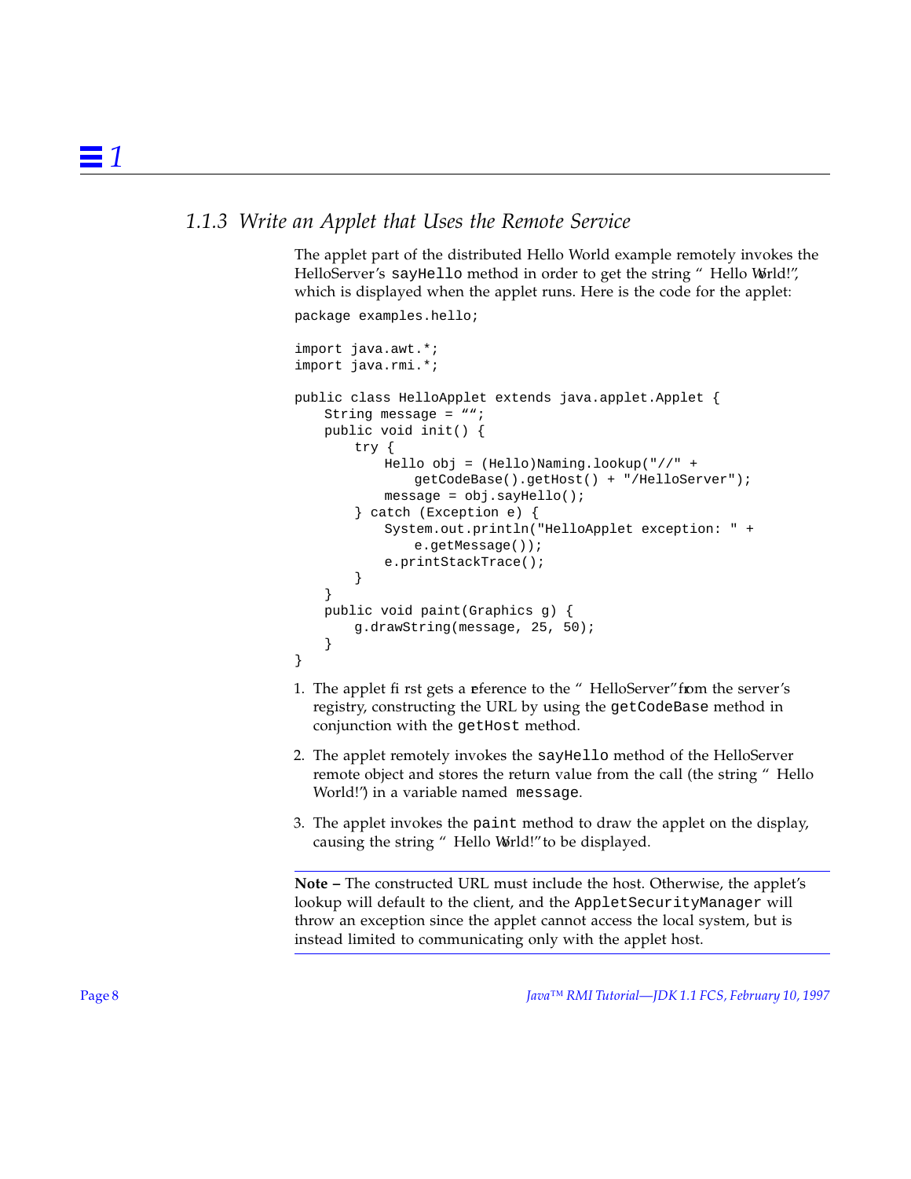### 1.1.3 Write an Applet that Uses the Remote Service

The applet part of the distributed Hello World example remotely invokes the HelloServer's `sayHello` method in order to get the string "Hello World!", which is displayed when the applet runs. Here is the code for the applet:

```
package examples.hello;

import java.awt.*;
import java.rmi.*;

public class HelloApplet extends java.applet.Applet {
    String message = "";
    public void init() {
        try {
            Hello obj = (Hello)Naming.lookup("//" +
                getCodeBase().getHost() + "/HelloServer");
            message = obj.sayHello();
        } catch (Exception e) {
            System.out.println("HelloApplet exception: " +
                e.getMessage());
            e.printStackTrace();
        }
    }
    public void paint(Graphics g) {
        g.drawString(message, 25, 50);
    }
}
```

1. The applet first gets a reference to the "HelloServer" from the server's registry, constructing the URL by using the `getCodeBase` method in conjunction with the `getHost` method.
2. The applet remotely invokes the `sayHello` method of the HelloServer remote object and stores the return value from the call (the string "Hello World!") in a variable named `message`.
3. The applet invokes the `paint` method to draw the applet on the display, causing the string "Hello World!" to be displayed.

---

**Note –** The constructed URL must include the host. Otherwise, the applet's lookup will default to the client, and the `AppletSecurityManager` will throw an exception since the applet cannot access the local system, but is instead limited to communicating only with the applet host.

---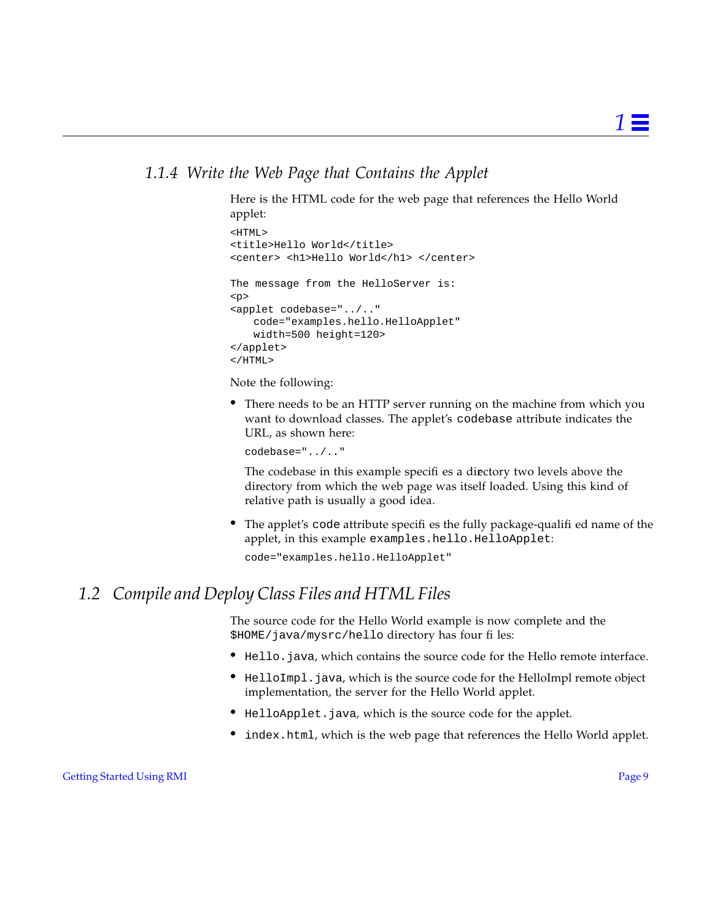### 1.1.4 Write the Web Page that Contains the Applet

Here is the HTML code for the web page that references the Hello World applet:

```
<HTML>
<title>Hello World</title>
<center> <h1>Hello World</h1> </center>

The message from the HelloServer is:
<p>
<applet codebase="../.."
    code="examples.hello.HelloApplet"
    width=500 height=120>
</applet>
</HTML>
```

Note the following:

- There needs to be an HTTP server running on the machine from which you want to download classes. The applet's `codebase` attribute indicates the URL, as shown here:

  ```
  codebase="../.."
  ```

  The codebase in this example specifies a directory two levels above the directory from which the web page was itself loaded. Using this kind of relative path is usually a good idea.

- The applet's `code` attribute specifies the fully package-qualified name of the applet, in this example `examples.hello.HelloApplet`:

  ```
  code="examples.hello.HelloApplet"
  ```

## 1.2 Compile and Deploy Class Files and HTML Files

The source code for the Hello World example is now complete and the `$HOME/java/mysrc/hello` directory has four files:

- `Hello.java`, which contains the source code for the Hello remote interface.
- `HelloImpl.java`, which is the source code for the HelloImpl remote object implementation, the server for the Hello World applet.
- `HelloApplet.java`, which is the source code for the applet.
- `index.html`, which is the web page that references the Hello World applet.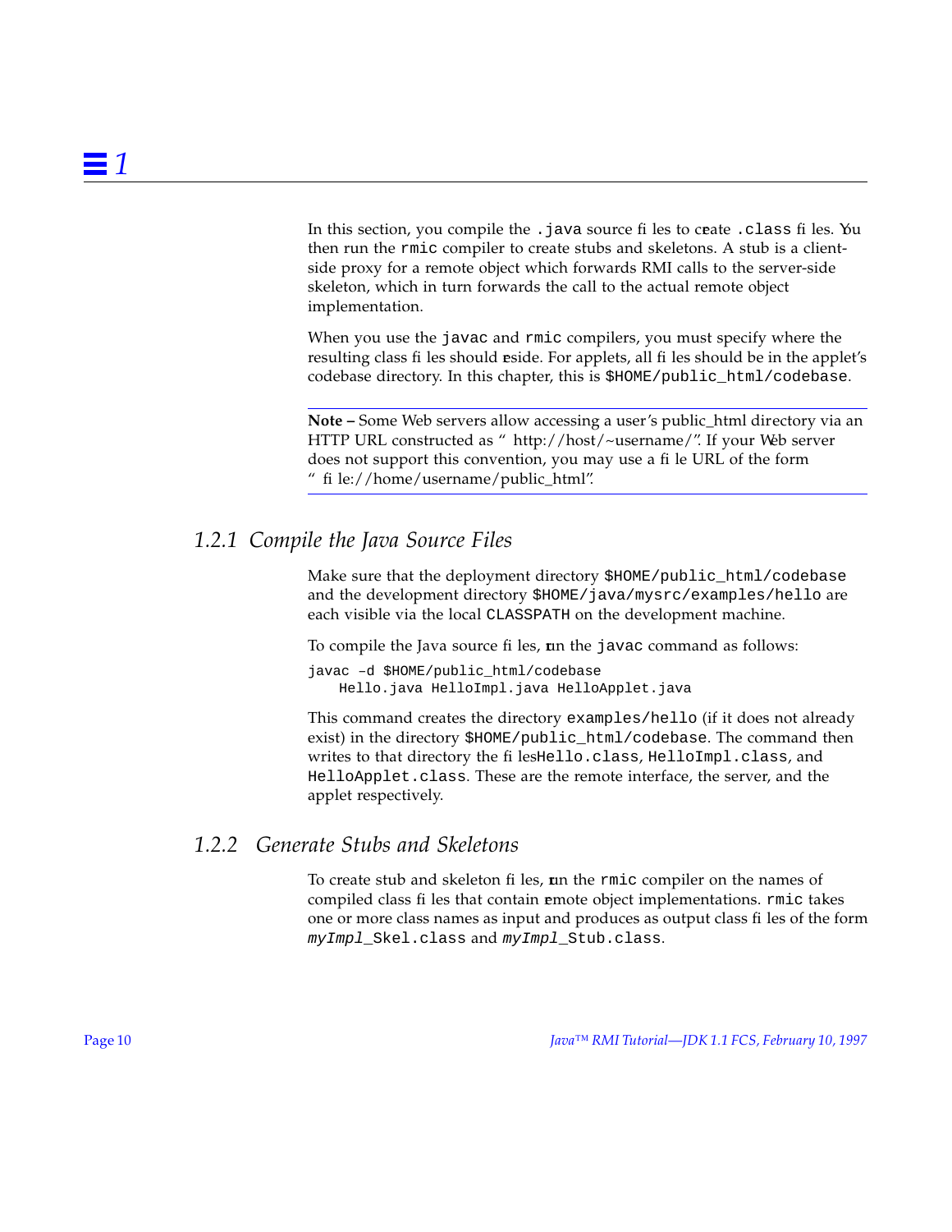In this section, you compile the `.java` source files to create `.class` files. You then run the `rmic` compiler to create stubs and skeletons. A stub is a client-side proxy for a remote object which forwards RMI calls to the server-side skeleton, which in turn forwards the call to the actual remote object implementation.

When you use the `javac` and `rmic` compilers, you must specify where the resulting class files should reside. For applets, all files should be in the applet's codebase directory. In this chapter, this is `$HOME/public_html/codebase`.

---

**Note –** Some Web servers allow accessing a user's public_html directory via an HTTP URL constructed as "http://host/~username/". If your Web server does not support this convention, you may use a file URL of the form "file://home/username/public_html".

---

### 1.2.1 Compile the Java Source Files

Make sure that the deployment directory `$HOME/public_html/codebase` and the development directory `$HOME/java/mysrc/examples/hello` are each visible via the local `CLASSPATH` on the development machine.

To compile the Java source files, run the `javac` command as follows:

```
javac -d $HOME/public_html/codebase
    Hello.java HelloImpl.java HelloApplet.java
```

This command creates the directory `examples/hello` (if it does not already exist) in the directory `$HOME/public_html/codebase`. The command then writes to that directory the files `Hello.class`, `HelloImpl.class`, and `HelloApplet.class`. These are the remote interface, the server, and the applet respectively.

### 1.2.2 Generate Stubs and Skeletons

To create stub and skeleton files, run the `rmic` compiler on the names of compiled class files that contain remote object implementations. `rmic` takes one or more class names as input and produces as output class files of the form *`myImpl`*`_Skel.class` and *`myImpl`*`_Stub.class`.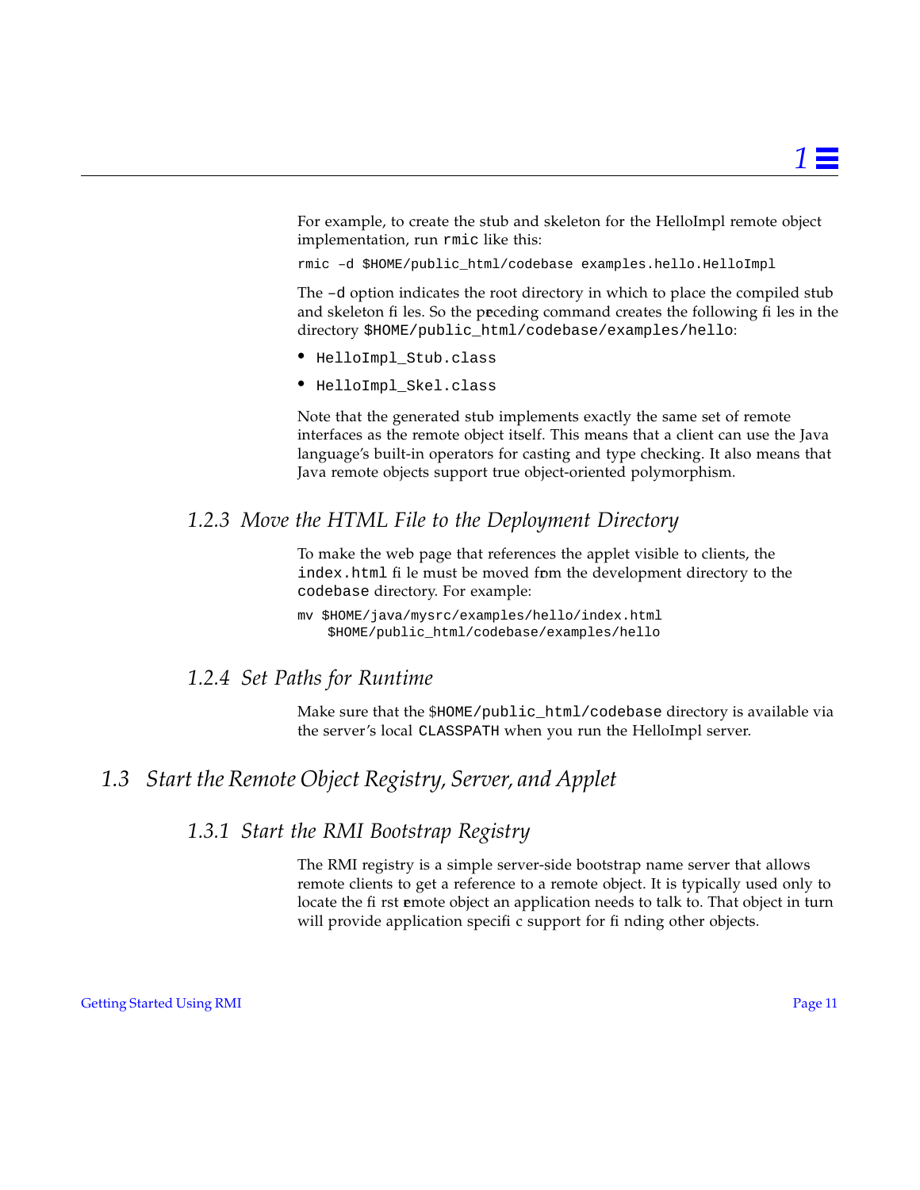For example, to create the stub and skeleton for the HelloImpl remote object implementation, run `rmic` like this:

```
rmic -d $HOME/public_html/codebase examples.hello.HelloImpl
```

The `-d` option indicates the root directory in which to place the compiled stub and skeleton files. So the preceding command creates the following files in the directory `$HOME/public_html/codebase/examples/hello`:

- `HelloImpl_Stub.class`
- `HelloImpl_Skel.class`

Note that the generated stub implements exactly the same set of remote interfaces as the remote object itself. This means that a client can use the Java language's built-in operators for casting and type checking. It also means that Java remote objects support true object-oriented polymorphism.

### 1.2.3 Move the HTML File to the Deployment Directory

To make the web page that references the applet visible to clients, the `index.html` file must be moved from the development directory to the `codebase` directory. For example:

```
mv $HOME/java/mysrc/examples/hello/index.html
    $HOME/public_html/codebase/examples/hello
```

### 1.2.4 Set Paths for Runtime

Make sure that the `$HOME/public_html/codebase` directory is available via the server's local `CLASSPATH` when you run the HelloImpl server.

## 1.3 Start the Remote Object Registry, Server, and Applet

### 1.3.1 Start the RMI Bootstrap Registry

The RMI registry is a simple server-side bootstrap name server that allows remote clients to get a reference to a remote object. It is typically used only to locate the first remote object an application needs to talk to. That object in turn will provide application specific support for finding other objects.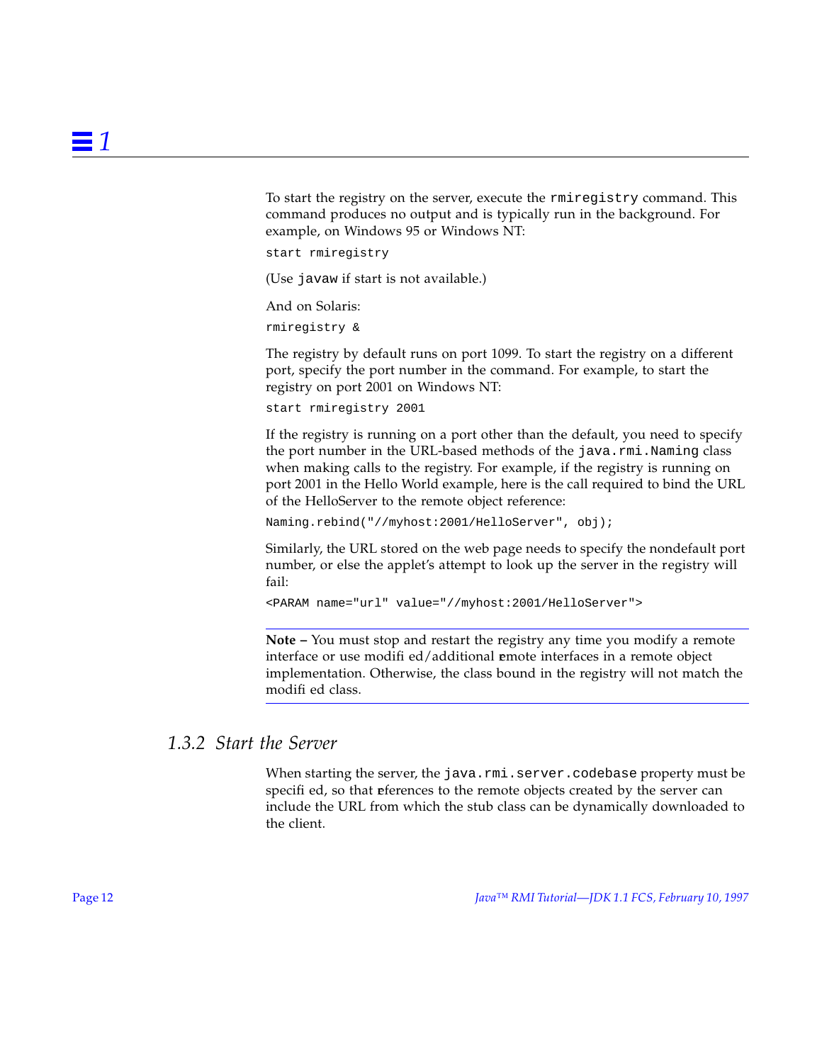To start the registry on the server, execute the `rmiregistry` command. This command produces no output and is typically run in the background. For example, on Windows 95 or Windows NT:

```
start rmiregistry
```

(Use `javaw` if start is not available.)

And on Solaris:

```
rmiregistry &
```

The registry by default runs on port 1099. To start the registry on a different port, specify the port number in the command. For example, to start the registry on port 2001 on Windows NT:

```
start rmiregistry 2001
```

If the registry is running on a port other than the default, you need to specify the port number in the URL-based methods of the `java.rmi.Naming` class when making calls to the registry. For example, if the registry is running on port 2001 in the Hello World example, here is the call required to bind the URL of the HelloServer to the remote object reference:

```
Naming.rebind("//myhost:2001/HelloServer", obj);
```

Similarly, the URL stored on the web page needs to specify the nondefault port number, or else the applet's attempt to look up the server in the registry will fail:

```
<PARAM name="url" value="//myhost:2001/HelloServer">
```

**Note –** You must stop and restart the registry any time you modify a remote interface or use modified/additional remote interfaces in a remote object implementation. Otherwise, the class bound in the registry will not match the modified class.

### 1.3.2 Start the Server

When starting the server, the `java.rmi.server.codebase` property must be specified, so that references to the remote objects created by the server can include the URL from which the stub class can be dynamically downloaded to the client.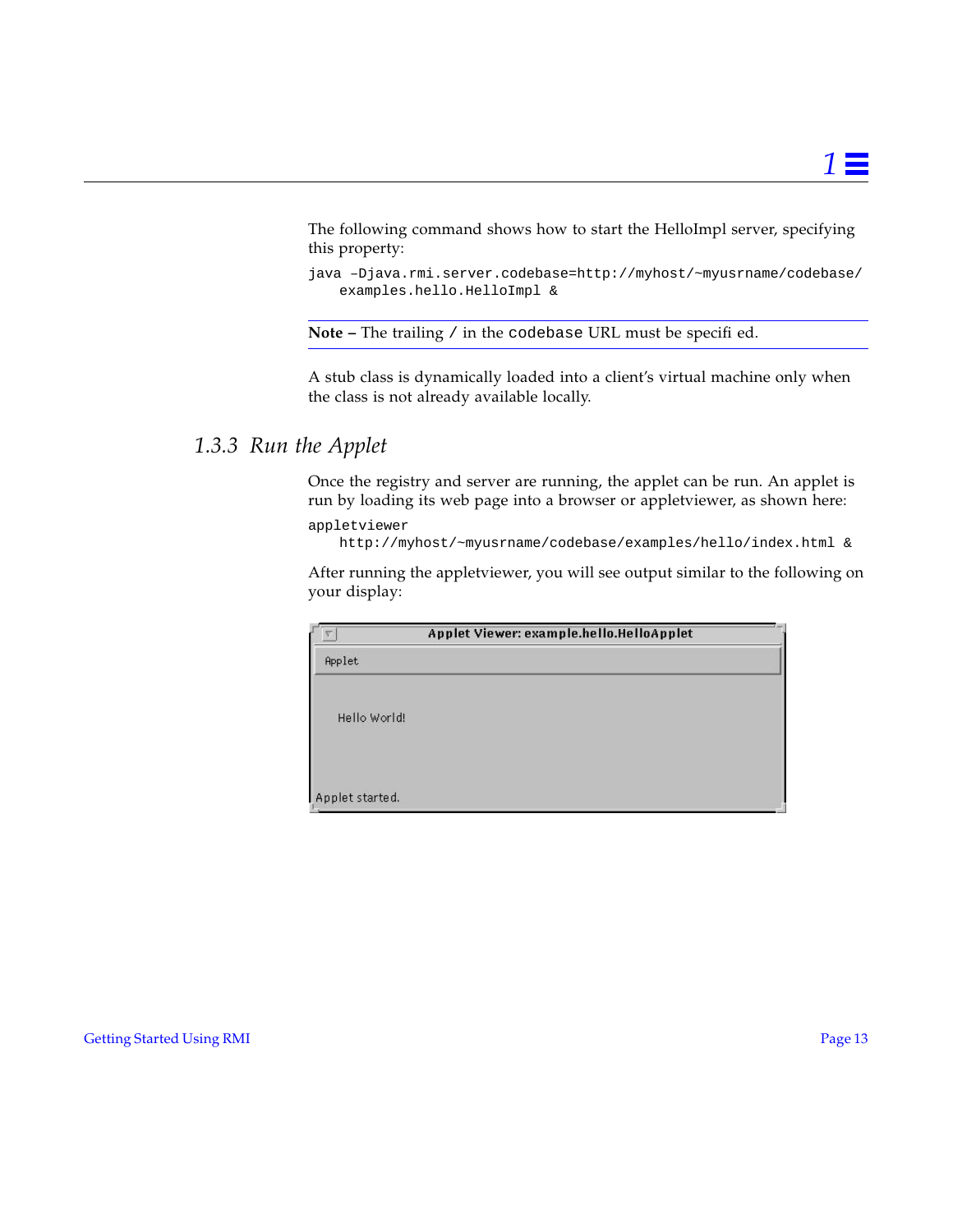The following command shows how to start the HelloImpl server, specifying this property:

```
java -Djava.rmi.server.codebase=http://myhost/~myusrname/codebase/
    examples.hello.HelloImpl &
```

**Note –** The trailing / in the codebase URL must be specifi ed.

A stub class is dynamically loaded into a client's virtual machine only when the class is not already available locally.

### 1.3.3 *Run the Applet*

Once the registry and server are running, the applet can be run. An applet is run by loading its web page into a browser or appletviewer, as shown here:

```
appletviewer
    http://myhost/~myusrname/codebase/examples/hello/index.html &
```

After running the appletviewer, you will see output similar to the following on your display:

Applet Viewer: example.hello.HelloApplet

Applet

Hello World!

Applet started.